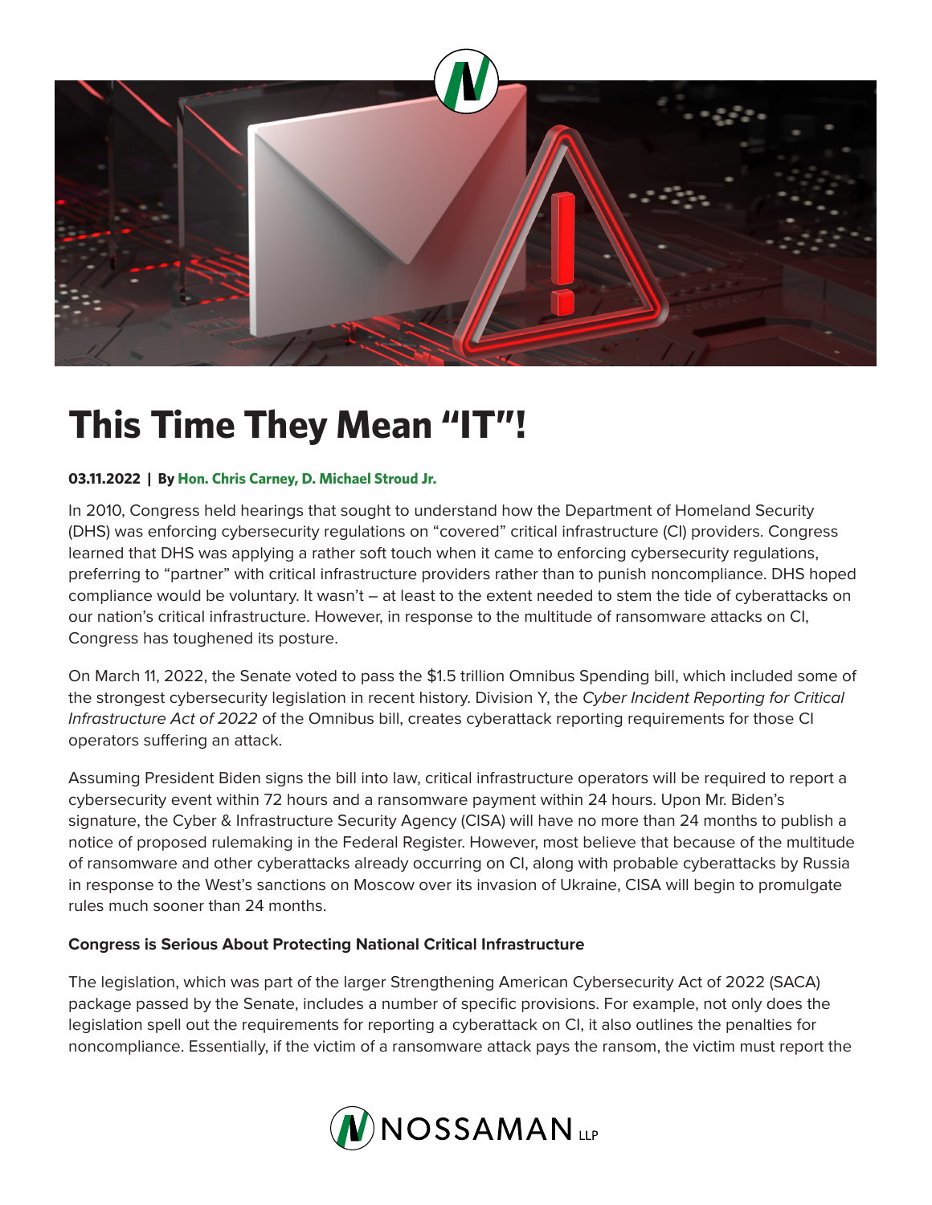# This Time They Mean "IT"!

**03.11.2022 | By Hon. Chris Carney, D. Michael Stroud Jr.**

In 2010, Congress held hearings that sought to understand how the Department of Homeland Security (DHS) was enforcing cybersecurity regulations on "covered" critical infrastructure (CI) providers. Congress learned that DHS was applying a rather soft touch when it came to enforcing cybersecurity regulations, preferring to "partner" with critical infrastructure providers rather than to punish noncompliance. DHS hoped compliance would be voluntary. It wasn't – at least to the extent needed to stem the tide of cyberattacks on our nation's critical infrastructure. However, in response to the multitude of ransomware attacks on CI, Congress has toughened its posture.

On March 11, 2022, the Senate voted to pass the $1.5 trillion Omnibus Spending bill, which included some of the strongest cybersecurity legislation in recent history. Division Y, the *Cyber Incident Reporting for Critical Infrastructure Act of 2022* of the Omnibus bill, creates cyberattack reporting requirements for those CI operators suffering an attack.

Assuming President Biden signs the bill into law, critical infrastructure operators will be required to report a cybersecurity event within 72 hours and a ransomware payment within 24 hours. Upon Mr. Biden's signature, the Cyber & Infrastructure Security Agency (CISA) will have no more than 24 months to publish a notice of proposed rulemaking in the Federal Register. However, most believe that because of the multitude of ransomware and other cyberattacks already occurring on CI, along with probable cyberattacks by Russia in response to the West's sanctions on Moscow over its invasion of Ukraine, CISA will begin to promulgate rules much sooner than 24 months.

**Congress is Serious About Protecting National Critical Infrastructure**

The legislation, which was part of the larger Strengthening American Cybersecurity Act of 2022 (SACA) package passed by the Senate, includes a number of specific provisions. For example, not only does the legislation spell out the requirements for reporting a cyberattack on CI, it also outlines the penalties for noncompliance. Essentially, if the victim of a ransomware attack pays the ransom, the victim must report the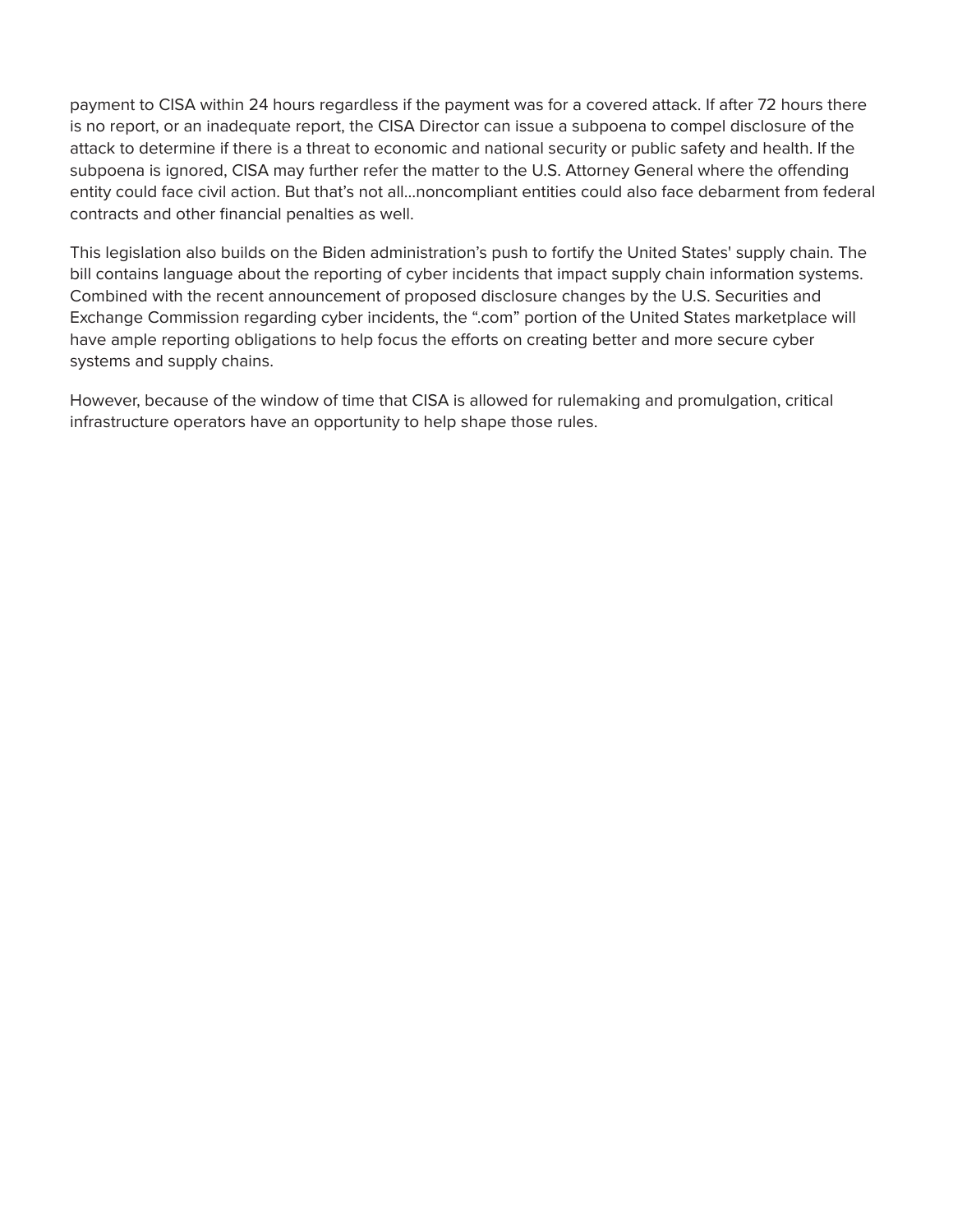payment to CISA within 24 hours regardless if the payment was for a covered attack. If after 72 hours there is no report, or an inadequate report, the CISA Director can issue a subpoena to compel disclosure of the attack to determine if there is a threat to economic and national security or public safety and health. If the subpoena is ignored, CISA may further refer the matter to the U.S. Attorney General where the offending entity could face civil action. But that's not all…noncompliant entities could also face debarment from federal contracts and other financial penalties as well.

This legislation also builds on the Biden administration's push to fortify the United States' supply chain. The bill contains language about the reporting of cyber incidents that impact supply chain information systems. Combined with the recent announcement of proposed disclosure changes by the U.S. Securities and Exchange Commission regarding cyber incidents, the ".com" portion of the United States marketplace will have ample reporting obligations to help focus the efforts on creating better and more secure cyber systems and supply chains.

However, because of the window of time that CISA is allowed for rulemaking and promulgation, critical infrastructure operators have an opportunity to help shape those rules.